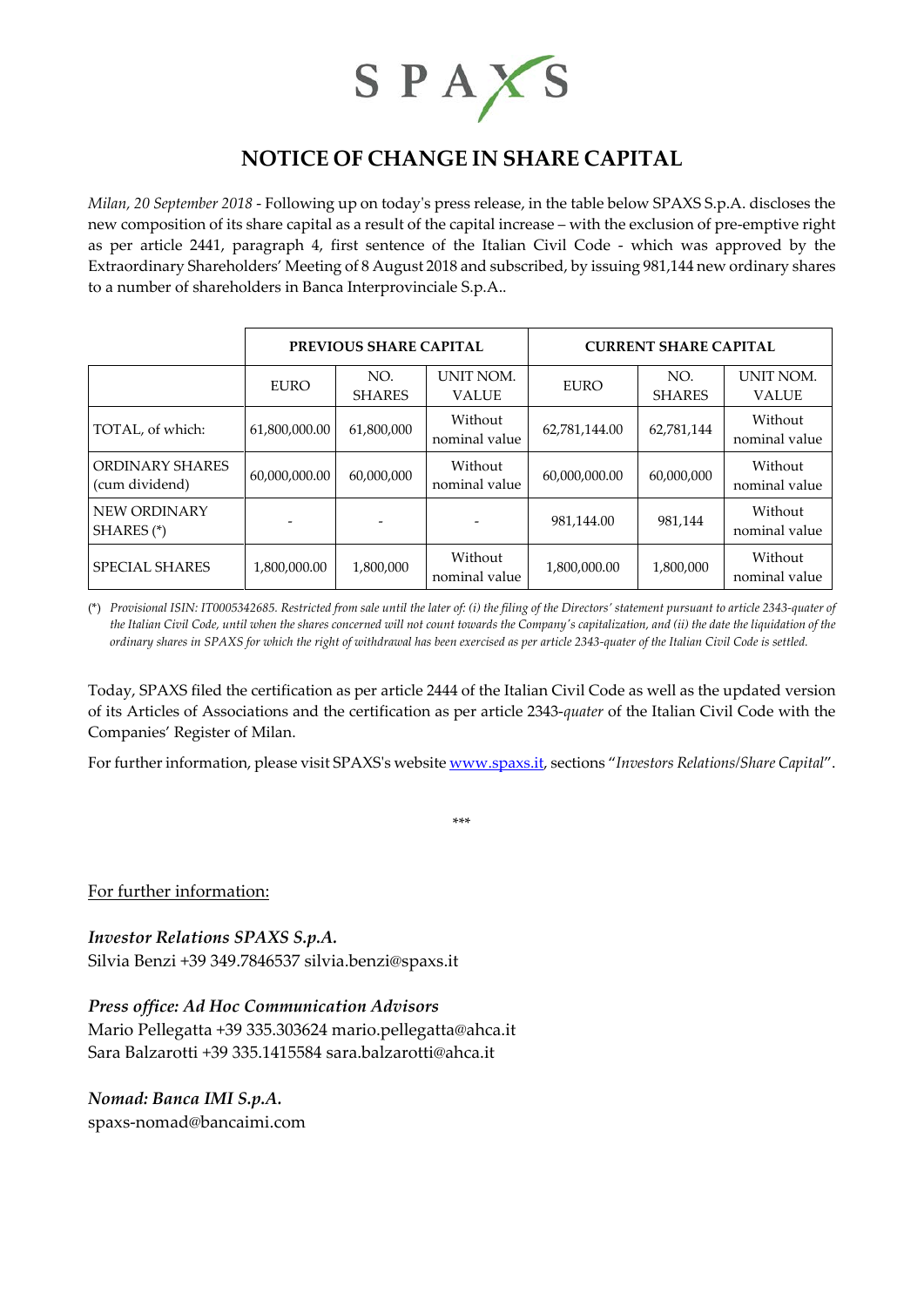SPAXS

# NOTICE OF CHANGE IN SHARE CAPITAL

*Milan, 20 September 2018* - Following up on today's press release, in the table below SPAXS S.p.A. discloses the new composition of its share capital as a result of the capital increase – with the exclusion of pre-emptive right as per article 2441, paragraph 4, first sentence of the Italian Civil Code - which was approved by the Extraordinary Shareholders' Meeting of 8 August 2018 and subscribed, by issuing 981,144 new ordinary shares to a number of shareholders in Banca Interprovinciale S.p.A..

| | PREVIOUS SHARE CAPITAL | | | CURRENT SHARE CAPITAL | | |
|---|---|---|---|---|---|---|
| | EURO | NO. SHARES | UNIT NOM. VALUE | EURO | NO. SHARES | UNIT NOM. VALUE |
| TOTAL, of which: | 61,800,000.00 | 61,800,000 | Without nominal value | 62,781,144.00 | 62,781,144 | Without nominal value |
| ORDINARY SHARES (cum dividend) | 60,000,000.00 | 60,000,000 | Without nominal value | 60,000,000.00 | 60,000,000 | Without nominal value |
| NEW ORDINARY SHARES (*) | - | - | - | 981,144.00 | 981,144 | Without nominal value |
| SPECIAL SHARES | 1,800,000.00 | 1,800,000 | Without nominal value | 1,800,000.00 | 1,800,000 | Without nominal value |

(*) *Provisional ISIN: IT0005342685. Restricted from sale until the later of: (i) the filing of the Directors' statement pursuant to article 2343-quater of the Italian Civil Code, until when the shares concerned will not count towards the Company's capitalization, and (ii) the date the liquidation of the ordinary shares in SPAXS for which the right of withdrawal has been exercised as per article 2343-quater of the Italian Civil Code is settled.*

Today, SPAXS filed the certification as per article 2444 of the Italian Civil Code as well as the updated version of its Articles of Associations and the certification as per article 2343-*quater* of the Italian Civil Code with the Companies' Register of Milan.

For further information, please visit SPAXS's website www.spaxs.it, sections "*Investors Relations/Share Capital*".

\*\*\*

For further information:

***Investor Relations SPAXS S.p.A.***
Silvia Benzi +39 349.7846537 silvia.benzi@spaxs.it

***Press office: Ad Hoc Communication Advisors***
Mario Pellegatta +39 335.303624 mario.pellegatta@ahca.it
Sara Balzarotti +39 335.1415584 sara.balzarotti@ahca.it

***Nomad: Banca IMI S.p.A.***
spaxs-nomad@bancaimi.com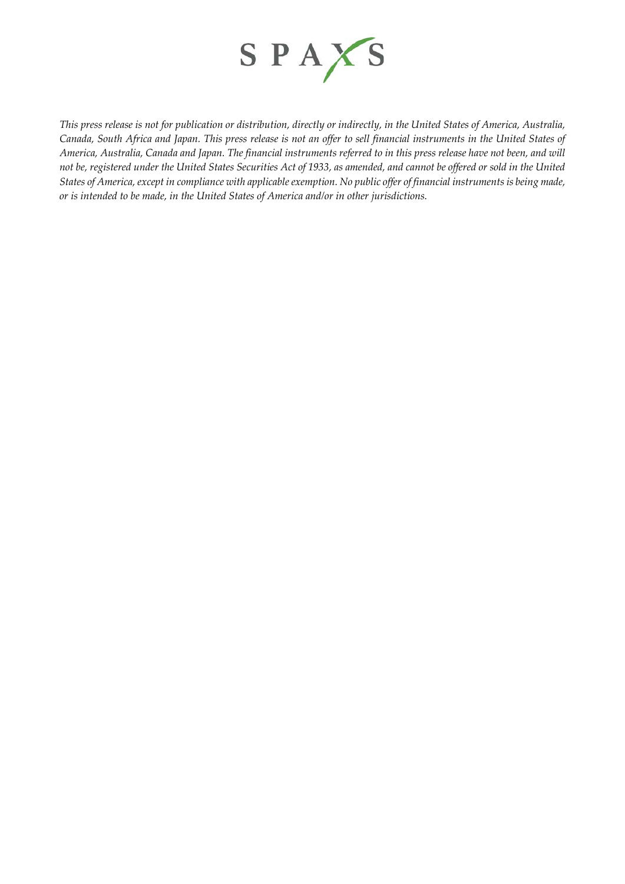SPAXS

*This press release is not for publication or distribution, directly or indirectly, in the United States of America, Australia, Canada, South Africa and Japan. This press release is not an offer to sell financial instruments in the United States of America, Australia, Canada and Japan. The financial instruments referred to in this press release have not been, and will not be, registered under the United States Securities Act of 1933, as amended, and cannot be offered or sold in the United States of America, except in compliance with applicable exemption. No public offer of financial instruments is being made, or is intended to be made, in the United States of America and/or in other jurisdictions.*